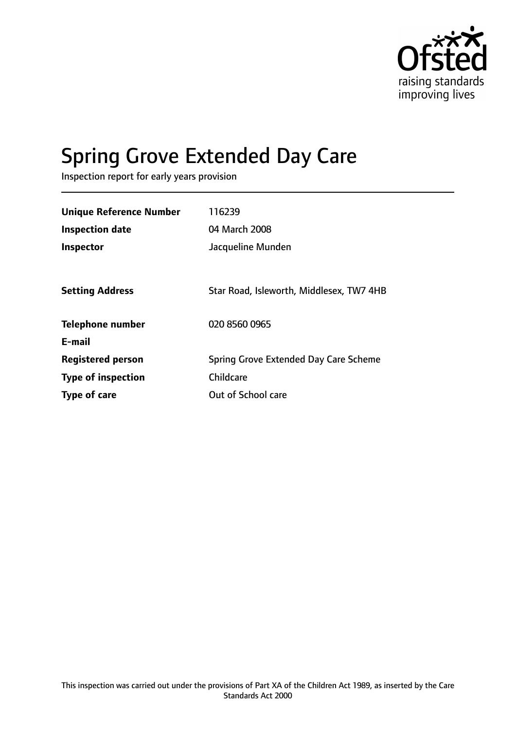Ofsted
raising standards
improving lives

# Spring Grove Extended Day Care

Inspection report for early years provision

| | |
|---|---|
| **Unique Reference Number** | 116239 |
| **Inspection date** | 04 March 2008 |
| **Inspector** | Jacqueline Munden |
| | |
| **Setting Address** | Star Road, Isleworth, Middlesex, TW7 4HB |
| | |
| **Telephone number** | 020 8560 0965 |
| **E-mail** | |
| **Registered person** | Spring Grove Extended Day Care Scheme |
| **Type of inspection** | Childcare |
| **Type of care** | Out of School care |

This inspection was carried out under the provisions of Part XA of the Children Act 1989, as inserted by the Care Standards Act 2000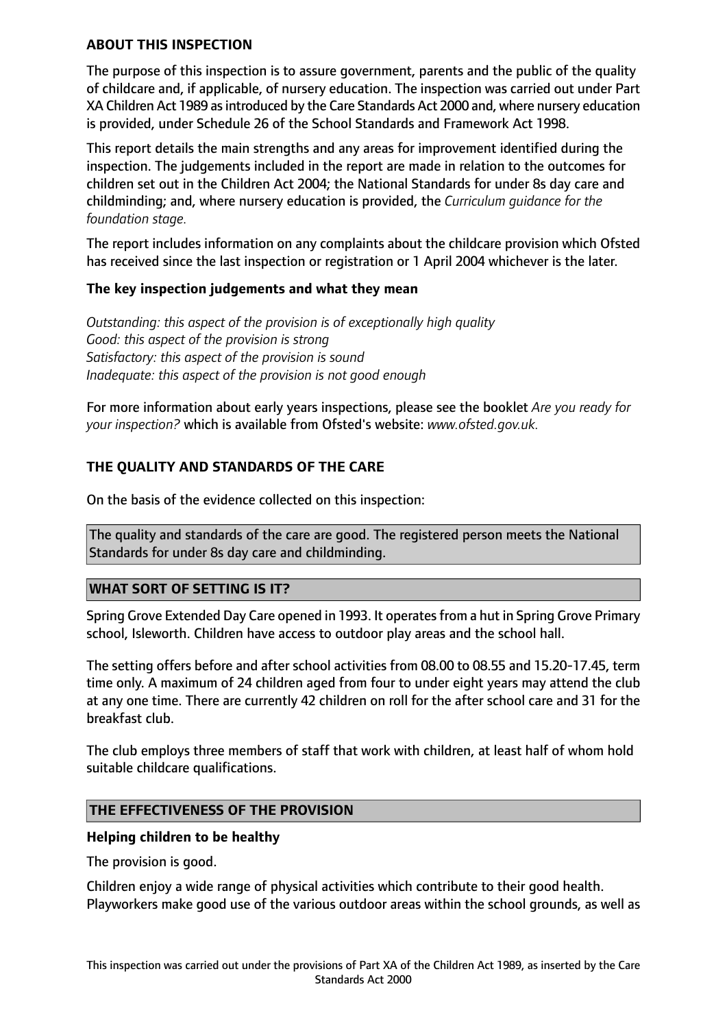## ABOUT THIS INSPECTION

The purpose of this inspection is to assure government, parents and the public of the quality of childcare and, if applicable, of nursery education. The inspection was carried out under Part XA Children Act 1989 as introduced by the Care Standards Act 2000 and, where nursery education is provided, under Schedule 26 of the School Standards and Framework Act 1998.

This report details the main strengths and any areas for improvement identified during the inspection. The judgements included in the report are made in relation to the outcomes for children set out in the Children Act 2004; the National Standards for under 8s day care and childminding; and, where nursery education is provided, the *Curriculum guidance for the foundation stage.*

The report includes information on any complaints about the childcare provision which Ofsted has received since the last inspection or registration or 1 April 2004 whichever is the later.

### The key inspection judgements and what they mean

*Outstanding: this aspect of the provision is of exceptionally high quality*
*Good: this aspect of the provision is strong*
*Satisfactory: this aspect of the provision is sound*
*Inadequate: this aspect of the provision is not good enough*

For more information about early years inspections, please see the booklet *Are you ready for your inspection?* which is available from Ofsted's website: *www.ofsted.gov.uk.*

## THE QUALITY AND STANDARDS OF THE CARE

On the basis of the evidence collected on this inspection:

The quality and standards of the care are good. The registered person meets the National Standards for under 8s day care and childminding.

## WHAT SORT OF SETTING IS IT?

Spring Grove Extended Day Care opened in 1993. It operates from a hut in Spring Grove Primary school, Isleworth. Children have access to outdoor play areas and the school hall.

The setting offers before and after school activities from 08.00 to 08.55 and 15.20-17.45, term time only. A maximum of 24 children aged from four to under eight years may attend the club at any one time. There are currently 42 children on roll for the after school care and 31 for the breakfast club.

The club employs three members of staff that work with children, at least half of whom hold suitable childcare qualifications.

## THE EFFECTIVENESS OF THE PROVISION

### Helping children to be healthy

The provision is good.

Children enjoy a wide range of physical activities which contribute to their good health. Playworkers make good use of the various outdoor areas within the school grounds, as well as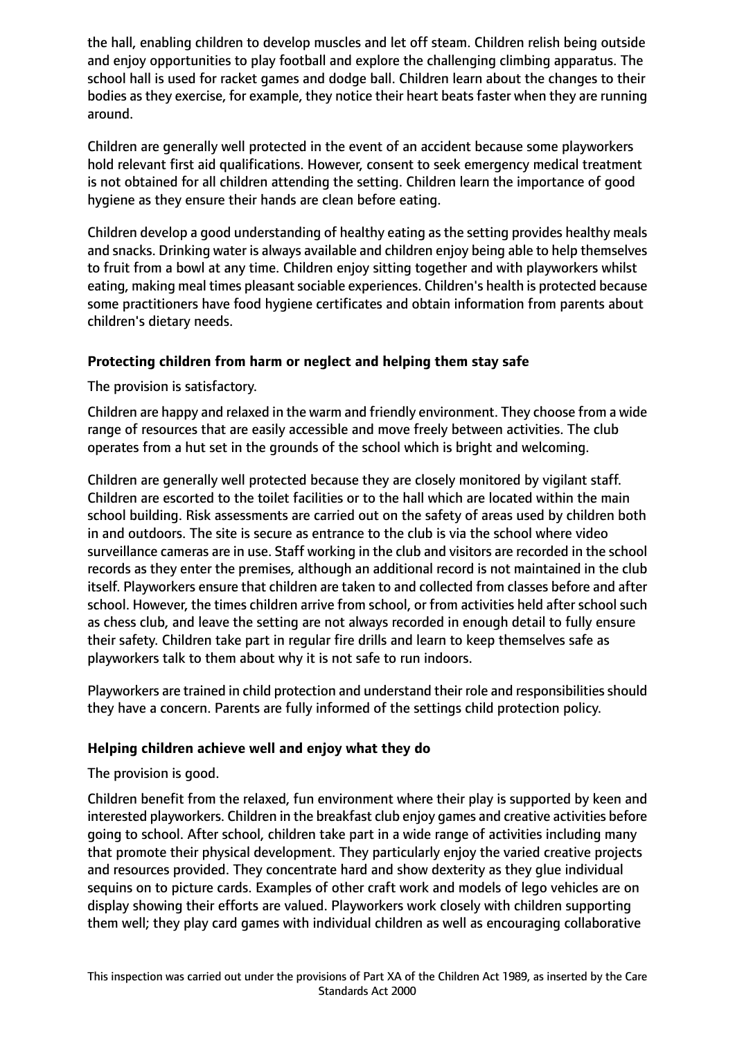the hall, enabling children to develop muscles and let off steam. Children relish being outside and enjoy opportunities to play football and explore the challenging climbing apparatus. The school hall is used for racket games and dodge ball. Children learn about the changes to their bodies as they exercise, for example, they notice their heart beats faster when they are running around.

Children are generally well protected in the event of an accident because some playworkers hold relevant first aid qualifications. However, consent to seek emergency medical treatment is not obtained for all children attending the setting. Children learn the importance of good hygiene as they ensure their hands are clean before eating.

Children develop a good understanding of healthy eating as the setting provides healthy meals and snacks. Drinking water is always available and children enjoy being able to help themselves to fruit from a bowl at any time. Children enjoy sitting together and with playworkers whilst eating, making meal times pleasant sociable experiences. Children's health is protected because some practitioners have food hygiene certificates and obtain information from parents about children's dietary needs.

**Protecting children from harm or neglect and helping them stay safe**

The provision is satisfactory.

Children are happy and relaxed in the warm and friendly environment. They choose from a wide range of resources that are easily accessible and move freely between activities. The club operates from a hut set in the grounds of the school which is bright and welcoming.

Children are generally well protected because they are closely monitored by vigilant staff. Children are escorted to the toilet facilities or to the hall which are located within the main school building. Risk assessments are carried out on the safety of areas used by children both in and outdoors. The site is secure as entrance to the club is via the school where video surveillance cameras are in use. Staff working in the club and visitors are recorded in the school records as they enter the premises, although an additional record is not maintained in the club itself. Playworkers ensure that children are taken to and collected from classes before and after school. However, the times children arrive from school, or from activities held after school such as chess club, and leave the setting are not always recorded in enough detail to fully ensure their safety. Children take part in regular fire drills and learn to keep themselves safe as playworkers talk to them about why it is not safe to run indoors.

Playworkers are trained in child protection and understand their role and responsibilities should they have a concern. Parents are fully informed of the settings child protection policy.

**Helping children achieve well and enjoy what they do**

The provision is good.

Children benefit from the relaxed, fun environment where their play is supported by keen and interested playworkers. Children in the breakfast club enjoy games and creative activities before going to school. After school, children take part in a wide range of activities including many that promote their physical development. They particularly enjoy the varied creative projects and resources provided. They concentrate hard and show dexterity as they glue individual sequins on to picture cards. Examples of other craft work and models of lego vehicles are on display showing their efforts are valued. Playworkers work closely with children supporting them well; they play card games with individual children as well as encouraging collaborative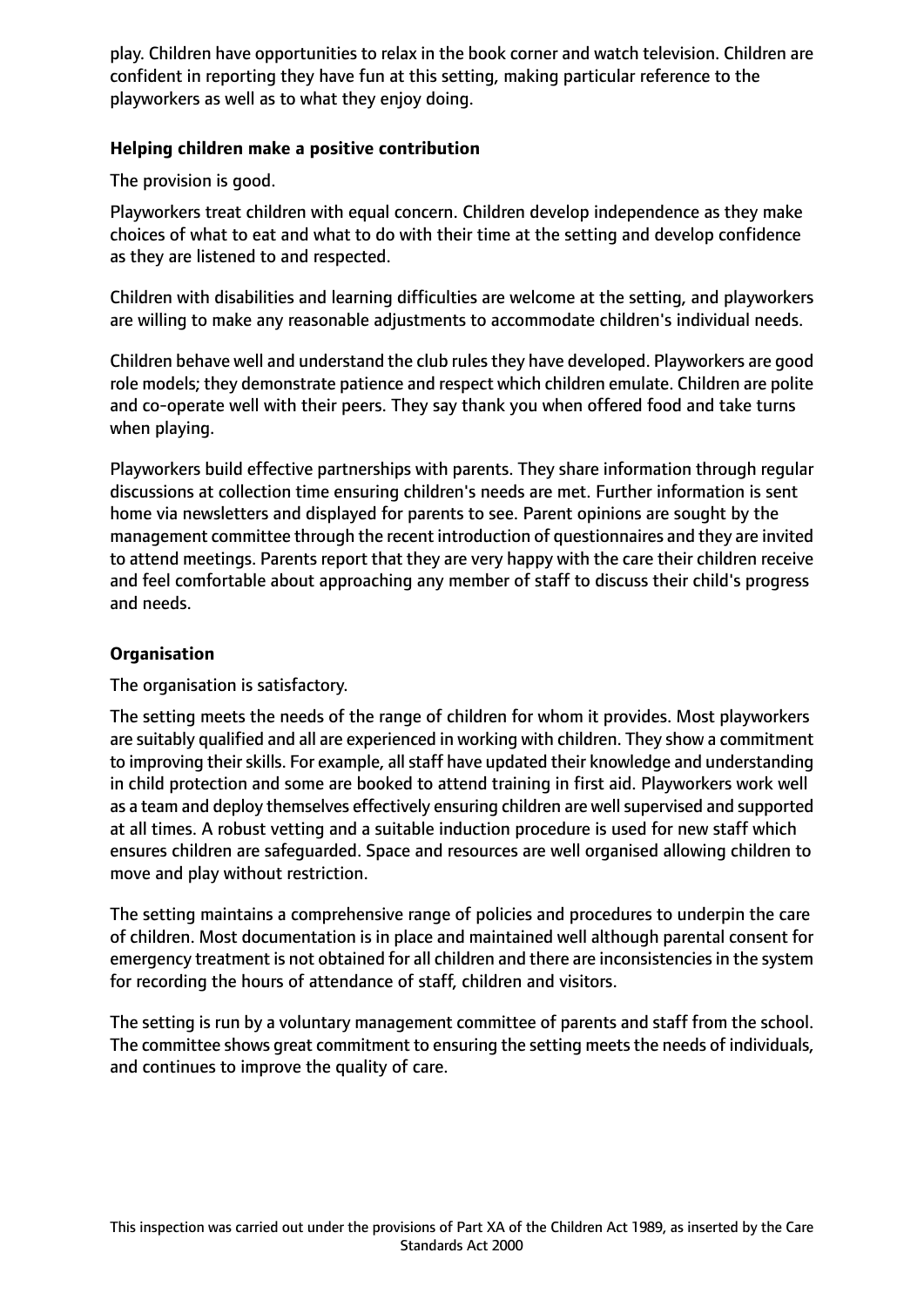play. Children have opportunities to relax in the book corner and watch television. Children are confident in reporting they have fun at this setting, making particular reference to the playworkers as well as to what they enjoy doing.

**Helping children make a positive contribution**

The provision is good.

Playworkers treat children with equal concern. Children develop independence as they make choices of what to eat and what to do with their time at the setting and develop confidence as they are listened to and respected.

Children with disabilities and learning difficulties are welcome at the setting, and playworkers are willing to make any reasonable adjustments to accommodate children's individual needs.

Children behave well and understand the club rules they have developed. Playworkers are good role models; they demonstrate patience and respect which children emulate. Children are polite and co-operate well with their peers. They say thank you when offered food and take turns when playing.

Playworkers build effective partnerships with parents. They share information through regular discussions at collection time ensuring children's needs are met. Further information is sent home via newsletters and displayed for parents to see. Parent opinions are sought by the management committee through the recent introduction of questionnaires and they are invited to attend meetings. Parents report that they are very happy with the care their children receive and feel comfortable about approaching any member of staff to discuss their child's progress and needs.

**Organisation**

The organisation is satisfactory.

The setting meets the needs of the range of children for whom it provides. Most playworkers are suitably qualified and all are experienced in working with children. They show a commitment to improving their skills. For example, all staff have updated their knowledge and understanding in child protection and some are booked to attend training in first aid. Playworkers work well as a team and deploy themselves effectively ensuring children are well supervised and supported at all times. A robust vetting and a suitable induction procedure is used for new staff which ensures children are safeguarded. Space and resources are well organised allowing children to move and play without restriction.

The setting maintains a comprehensive range of policies and procedures to underpin the care of children. Most documentation is in place and maintained well although parental consent for emergency treatment is not obtained for all children and there are inconsistencies in the system for recording the hours of attendance of staff, children and visitors.

The setting is run by a voluntary management committee of parents and staff from the school. The committee shows great commitment to ensuring the setting meets the needs of individuals, and continues to improve the quality of care.

This inspection was carried out under the provisions of Part XA of the Children Act 1989, as inserted by the Care Standards Act 2000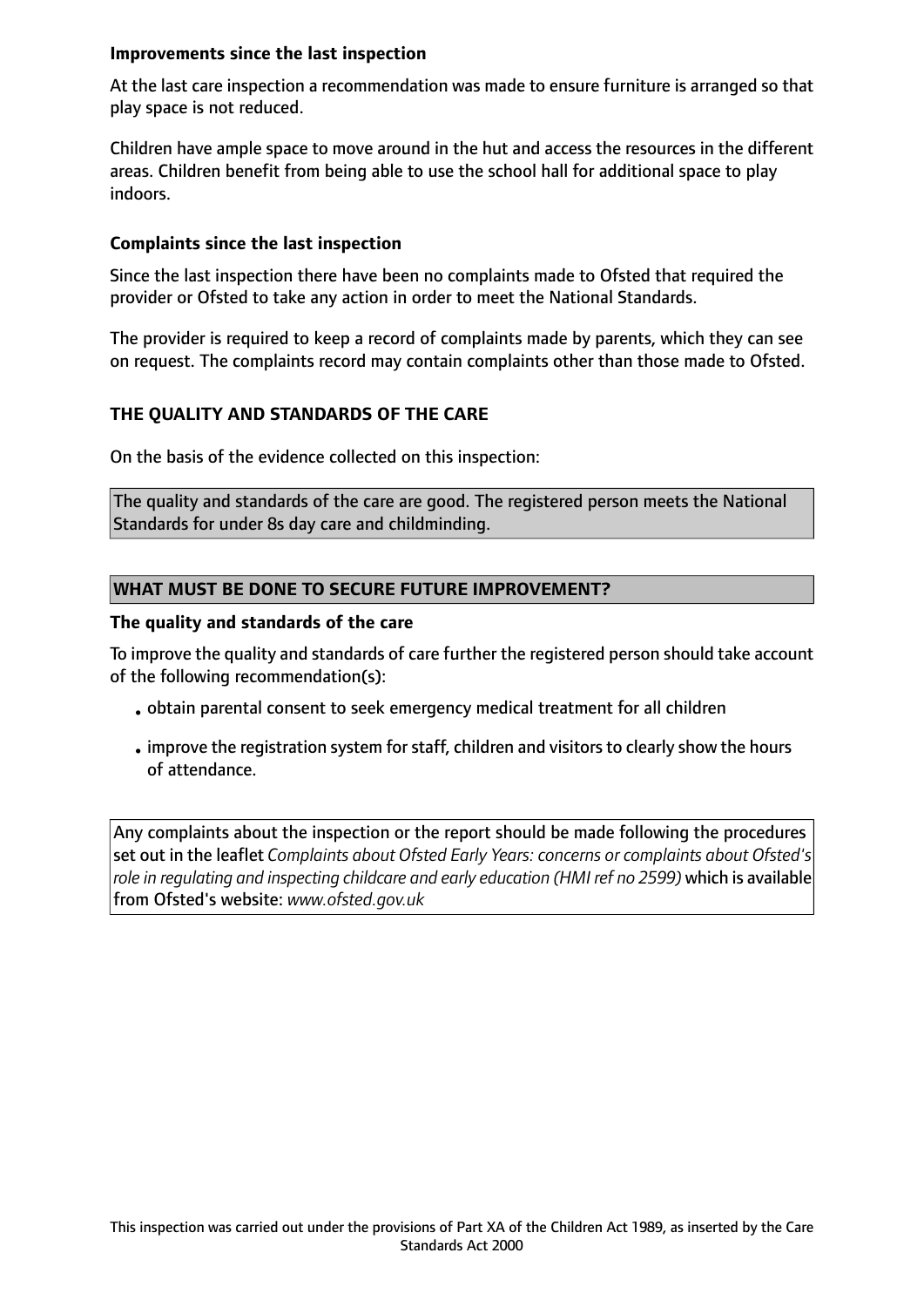**Improvements since the last inspection**

At the last care inspection a recommendation was made to ensure furniture is arranged so that play space is not reduced.

Children have ample space to move around in the hut and access the resources in the different areas. Children benefit from being able to use the school hall for additional space to play indoors.

**Complaints since the last inspection**

Since the last inspection there have been no complaints made to Ofsted that required the provider or Ofsted to take any action in order to meet the National Standards.

The provider is required to keep a record of complaints made by parents, which they can see on request. The complaints record may contain complaints other than those made to Ofsted.

## THE QUALITY AND STANDARDS OF THE CARE

On the basis of the evidence collected on this inspection:

The quality and standards of the care are good. The registered person meets the National Standards for under 8s day care and childminding.

## WHAT MUST BE DONE TO SECURE FUTURE IMPROVEMENT?

**The quality and standards of the care**

To improve the quality and standards of care further the registered person should take account of the following recommendation(s):

- obtain parental consent to seek emergency medical treatment for all children
- improve the registration system for staff, children and visitors to clearly show the hours of attendance.

Any complaints about the inspection or the report should be made following the procedures set out in the leaflet *Complaints about Ofsted Early Years: concerns or complaints about Ofsted's role in regulating and inspecting childcare and early education (HMI ref no 2599)* which is available from Ofsted's website: *www.ofsted.gov.uk*

This inspection was carried out under the provisions of Part XA of the Children Act 1989, as inserted by the Care Standards Act 2000